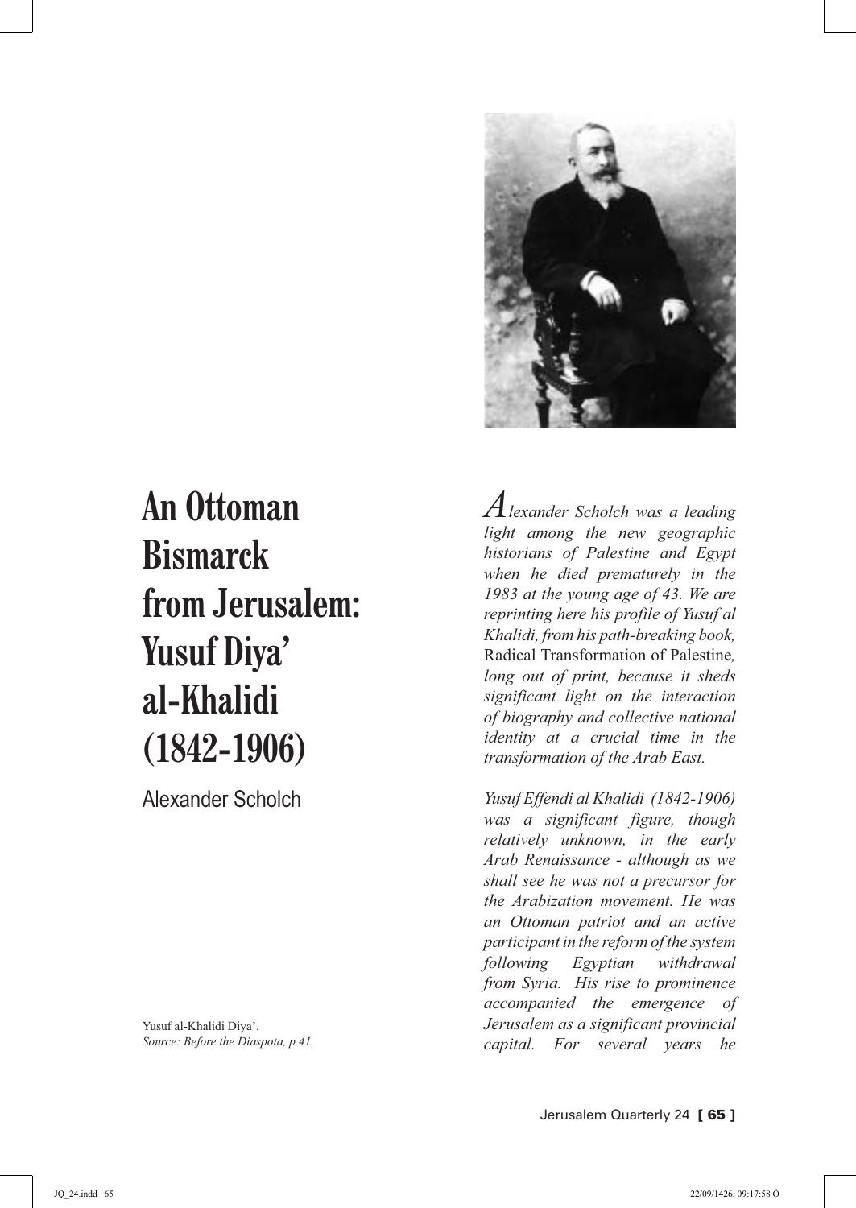# An Ottoman Bismarck from Jerusalem: Yusuf Diya' al-Khalidi (1842-1906)

Alexander Scholch

Yusuf al-Khalidi Diya'.
*Source: Before the Diaspota, p.41.*

*Alexander Scholch was a leading light among the new geographic historians of Palestine and Egypt when he died prematurely in the 1983 at the young age of 43. We are reprinting here his profile of Yusuf al Khalidi, from his path-breaking book,* Radical Transformation of Palestine*, long out of print, because it sheds significant light on the interaction of biography and collective national identity at a crucial time in the transformation of the Arab East.*

*Yusuf Effendi al Khalidi (1842-1906) was a significant figure, though relatively unknown, in the early Arab Renaissance - although as we shall see he was not a precursor for the Arabization movement. He was an Ottoman patriot and an active participant in the reform of the system following Egyptian withdrawal from Syria. His rise to prominence accompanied the emergence of Jerusalem as a significant provincial capital. For several years he*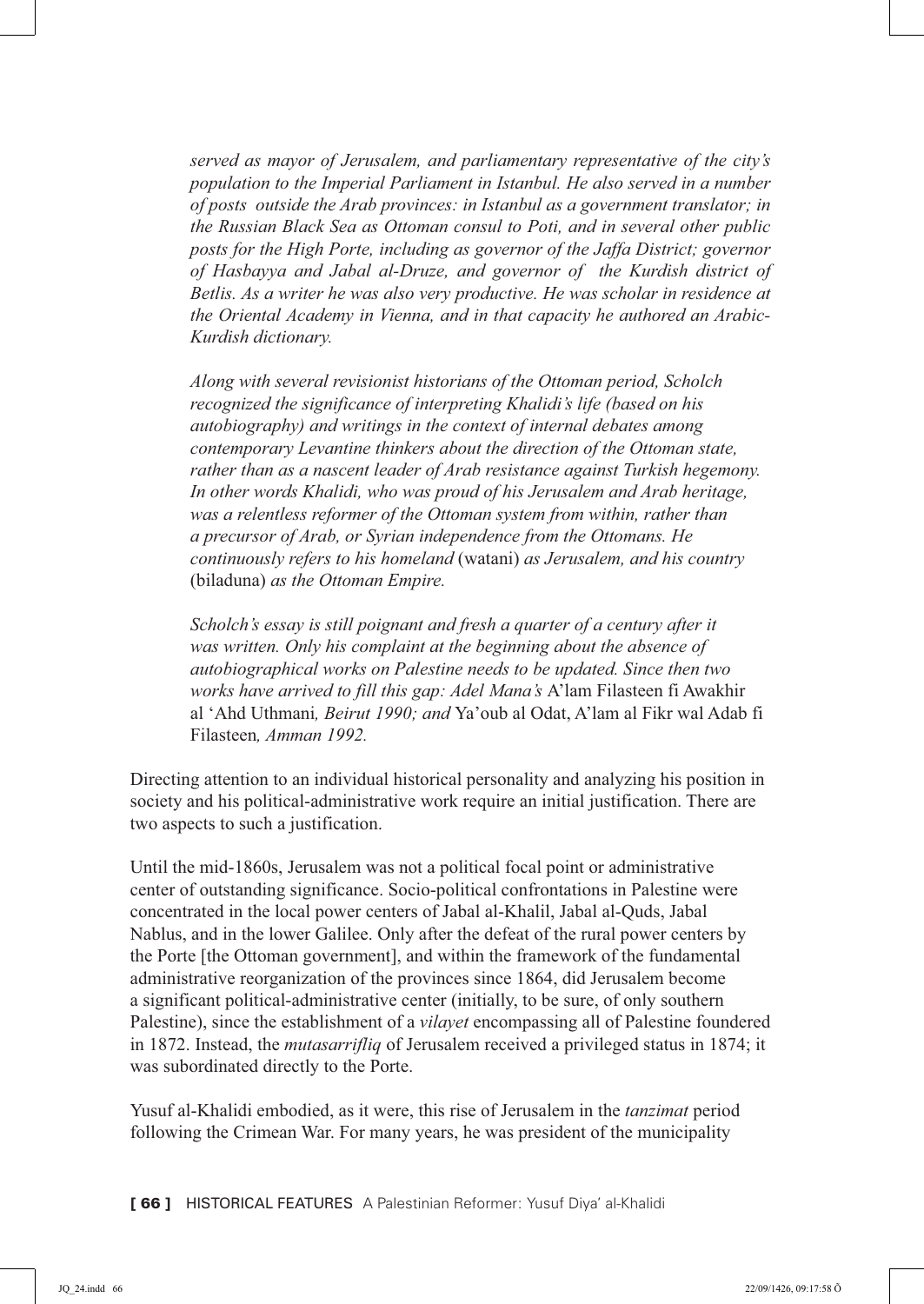*served as mayor of Jerusalem, and parliamentary representative of the city's population to the Imperial Parliament in Istanbul. He also served in a number of posts outside the Arab provinces: in Istanbul as a government translator; in the Russian Black Sea as Ottoman consul to Poti, and in several other public posts for the High Porte, including as governor of the Jaffa District; governor of Hasbayya and Jabal al-Druze, and governor of the Kurdish district of Betlis. As a writer he was also very productive. He was scholar in residence at the Oriental Academy in Vienna, and in that capacity he authored an Arabic-Kurdish dictionary.*

*Along with several revisionist historians of the Ottoman period, Scholch recognized the significance of interpreting Khalidi's life (based on his autobiography) and writings in the context of internal debates among contemporary Levantine thinkers about the direction of the Ottoman state, rather than as a nascent leader of Arab resistance against Turkish hegemony. In other words Khalidi, who was proud of his Jerusalem and Arab heritage, was a relentless reformer of the Ottoman system from within, rather than a precursor of Arab, or Syrian independence from the Ottomans. He continuously refers to his homeland* (watani) *as Jerusalem, and his country* (biladuna) *as the Ottoman Empire.*

*Scholch's essay is still poignant and fresh a quarter of a century after it was written. Only his complaint at the beginning about the absence of autobiographical works on Palestine needs to be updated. Since then two works have arrived to fill this gap: Adel Mana's* A'lam Filasteen fi Awakhir al 'Ahd Uthmani*, Beirut 1990; and* Ya'oub al Odat, A'lam al Fikr wal Adab fi Filasteen*, Amman 1992.*

Directing attention to an individual historical personality and analyzing his position in society and his political-administrative work require an initial justification. There are two aspects to such a justification.

Until the mid-1860s, Jerusalem was not a political focal point or administrative center of outstanding significance. Socio-political confrontations in Palestine were concentrated in the local power centers of Jabal al-Khalil, Jabal al-Quds, Jabal Nablus, and in the lower Galilee. Only after the defeat of the rural power centers by the Porte [the Ottoman government], and within the framework of the fundamental administrative reorganization of the provinces since 1864, did Jerusalem become a significant political-administrative center (initially, to be sure, of only southern Palestine), since the establishment of a *vilayet* encompassing all of Palestine foundered in 1872. Instead, the *mutasarrifliq* of Jerusalem received a privileged status in 1874; it was subordinated directly to the Porte.

Yusuf al-Khalidi embodied, as it were, this rise of Jerusalem in the *tanzimat* period following the Crimean War. For many years, he was president of the municipality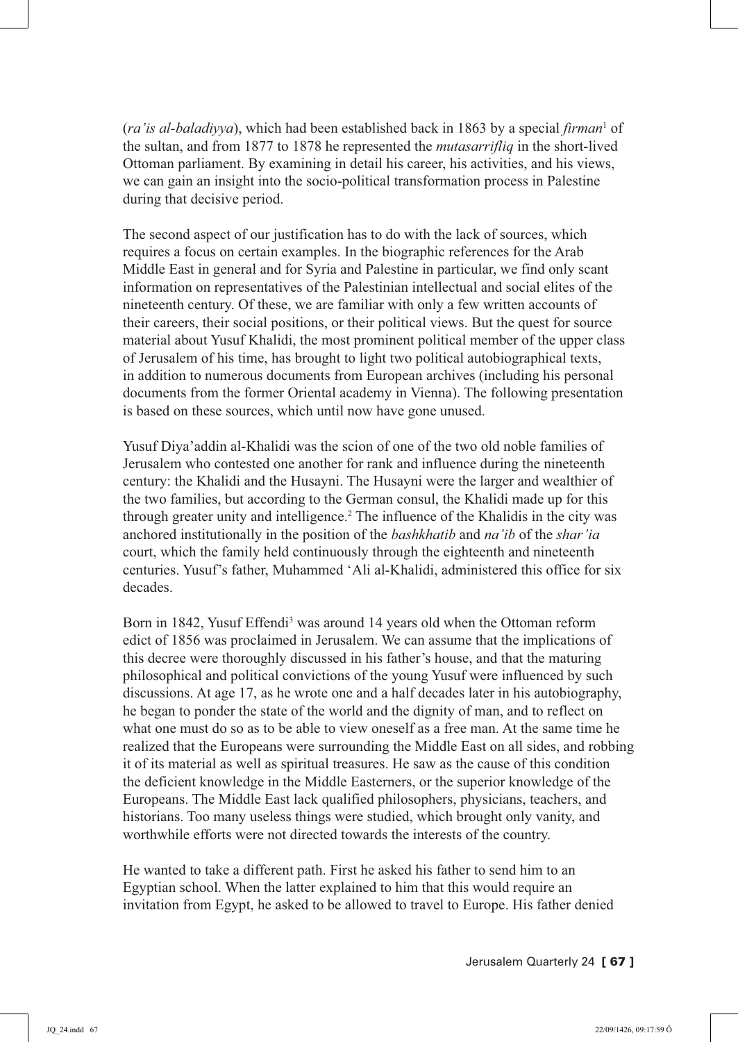(*ra'is al-baladiyya*), which had been established back in 1863 by a special *firman*[1] of the sultan, and from 1877 to 1878 he represented the *mutasarrifliq* in the short-lived Ottoman parliament. By examining in detail his career, his activities, and his views, we can gain an insight into the socio-political transformation process in Palestine during that decisive period.

The second aspect of our justification has to do with the lack of sources, which requires a focus on certain examples. In the biographic references for the Arab Middle East in general and for Syria and Palestine in particular, we find only scant information on representatives of the Palestinian intellectual and social elites of the nineteenth century. Of these, we are familiar with only a few written accounts of their careers, their social positions, or their political views. But the quest for source material about Yusuf Khalidi, the most prominent political member of the upper class of Jerusalem of his time, has brought to light two political autobiographical texts, in addition to numerous documents from European archives (including his personal documents from the former Oriental academy in Vienna). The following presentation is based on these sources, which until now have gone unused.

Yusuf Diya'addin al-Khalidi was the scion of one of the two old noble families of Jerusalem who contested one another for rank and influence during the nineteenth century: the Khalidi and the Husayni. The Husayni were the larger and wealthier of the two families, but according to the German consul, the Khalidi made up for this through greater unity and intelligence.[2] The influence of the Khalidis in the city was anchored institutionally in the position of the *bashkhatib* and *na'ib* of the *shar'ia* court, which the family held continuously through the eighteenth and nineteenth centuries. Yusuf's father, Muhammed 'Ali al-Khalidi, administered this office for six decades.

Born in 1842, Yusuf Effendi[3] was around 14 years old when the Ottoman reform edict of 1856 was proclaimed in Jerusalem. We can assume that the implications of this decree were thoroughly discussed in his father's house, and that the maturing philosophical and political convictions of the young Yusuf were influenced by such discussions. At age 17, as he wrote one and a half decades later in his autobiography, he began to ponder the state of the world and the dignity of man, and to reflect on what one must do so as to be able to view oneself as a free man. At the same time he realized that the Europeans were surrounding the Middle East on all sides, and robbing it of its material as well as spiritual treasures. He saw as the cause of this condition the deficient knowledge in the Middle Easterners, or the superior knowledge of the Europeans. The Middle East lack qualified philosophers, physicians, teachers, and historians. Too many useless things were studied, which brought only vanity, and worthwhile efforts were not directed towards the interests of the country.

He wanted to take a different path. First he asked his father to send him to an Egyptian school. When the latter explained to him that this would require an invitation from Egypt, he asked to be allowed to travel to Europe. His father denied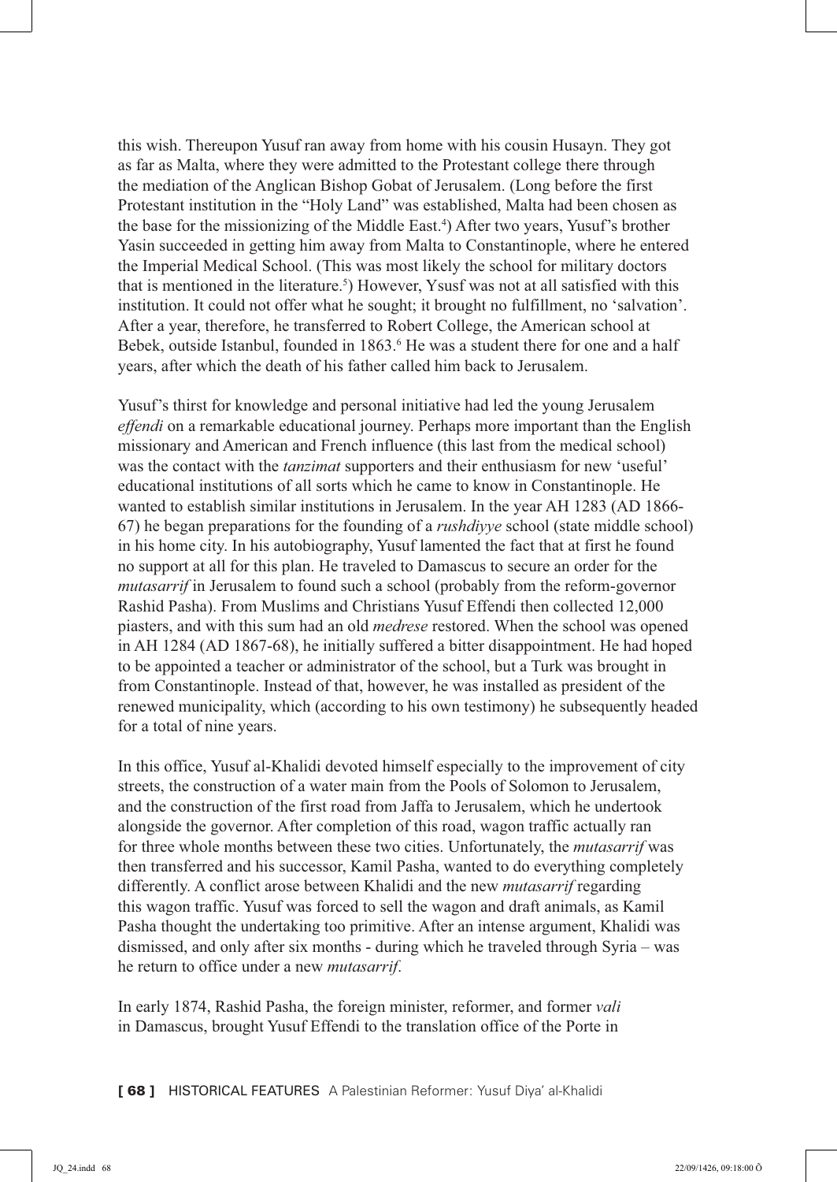this wish. Thereupon Yusuf ran away from home with his cousin Husayn. They got as far as Malta, where they were admitted to the Protestant college there through the mediation of the Anglican Bishop Gobat of Jerusalem. (Long before the first Protestant institution in the "Holy Land" was established, Malta had been chosen as the base for the missionizing of the Middle East.[4]) After two years, Yusuf's brother Yasin succeeded in getting him away from Malta to Constantinople, where he entered the Imperial Medical School. (This was most likely the school for military doctors that is mentioned in the literature.[5]) However, Ysusf was not at all satisfied with this institution. It could not offer what he sought; it brought no fulfillment, no 'salvation'. After a year, therefore, he transferred to Robert College, the American school at Bebek, outside Istanbul, founded in 1863.[6] He was a student there for one and a half years, after which the death of his father called him back to Jerusalem.

Yusuf's thirst for knowledge and personal initiative had led the young Jerusalem *effendi* on a remarkable educational journey. Perhaps more important than the English missionary and American and French influence (this last from the medical school) was the contact with the *tanzimat* supporters and their enthusiasm for new 'useful' educational institutions of all sorts which he came to know in Constantinople. He wanted to establish similar institutions in Jerusalem. In the year AH 1283 (AD 1866-67) he began preparations for the founding of a *rushdiyye* school (state middle school) in his home city. In his autobiography, Yusuf lamented the fact that at first he found no support at all for this plan. He traveled to Damascus to secure an order for the *mutasarrif* in Jerusalem to found such a school (probably from the reform-governor Rashid Pasha). From Muslims and Christians Yusuf Effendi then collected 12,000 piasters, and with this sum had an old *medrese* restored. When the school was opened in AH 1284 (AD 1867-68), he initially suffered a bitter disappointment. He had hoped to be appointed a teacher or administrator of the school, but a Turk was brought in from Constantinople. Instead of that, however, he was installed as president of the renewed municipality, which (according to his own testimony) he subsequently headed for a total of nine years.

In this office, Yusuf al-Khalidi devoted himself especially to the improvement of city streets, the construction of a water main from the Pools of Solomon to Jerusalem, and the construction of the first road from Jaffa to Jerusalem, which he undertook alongside the governor. After completion of this road, wagon traffic actually ran for three whole months between these two cities. Unfortunately, the *mutasarrif* was then transferred and his successor, Kamil Pasha, wanted to do everything completely differently. A conflict arose between Khalidi and the new *mutasarrif* regarding this wagon traffic. Yusuf was forced to sell the wagon and draft animals, as Kamil Pasha thought the undertaking too primitive. After an intense argument, Khalidi was dismissed, and only after six months - during which he traveled through Syria – was he return to office under a new *mutasarrif*.

In early 1874, Rashid Pasha, the foreign minister, reformer, and former *vali* in Damascus, brought Yusuf Effendi to the translation office of the Porte in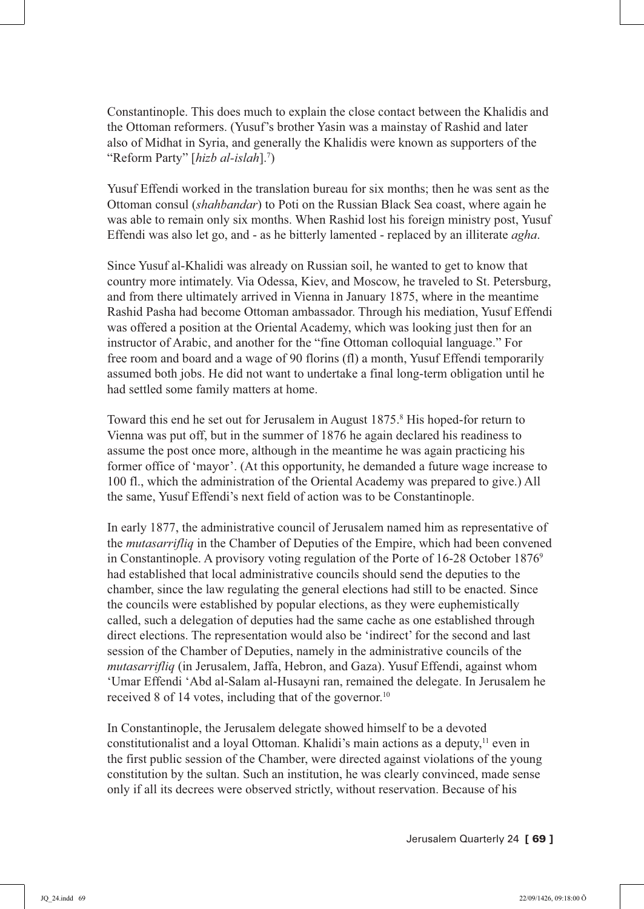Constantinople. This does much to explain the close contact between the Khalidis and the Ottoman reformers. (Yusuf's brother Yasin was a mainstay of Rashid and later also of Midhat in Syria, and generally the Khalidis were known as supporters of the "Reform Party" [*hizb al-islah*].[7])

Yusuf Effendi worked in the translation bureau for six months; then he was sent as the Ottoman consul (*shahbandar*) to Poti on the Russian Black Sea coast, where again he was able to remain only six months. When Rashid lost his foreign ministry post, Yusuf Effendi was also let go, and - as he bitterly lamented - replaced by an illiterate *agha*.

Since Yusuf al-Khalidi was already on Russian soil, he wanted to get to know that country more intimately. Via Odessa, Kiev, and Moscow, he traveled to St. Petersburg, and from there ultimately arrived in Vienna in January 1875, where in the meantime Rashid Pasha had become Ottoman ambassador. Through his mediation, Yusuf Effendi was offered a position at the Oriental Academy, which was looking just then for an instructor of Arabic, and another for the "fine Ottoman colloquial language." For free room and board and a wage of 90 florins (fl) a month, Yusuf Effendi temporarily assumed both jobs. He did not want to undertake a final long-term obligation until he had settled some family matters at home.

Toward this end he set out for Jerusalem in August 1875.[8] His hoped-for return to Vienna was put off, but in the summer of 1876 he again declared his readiness to assume the post once more, although in the meantime he was again practicing his former office of 'mayor'. (At this opportunity, he demanded a future wage increase to 100 fl., which the administration of the Oriental Academy was prepared to give.) All the same, Yusuf Effendi's next field of action was to be Constantinople.

In early 1877, the administrative council of Jerusalem named him as representative of the *mutasarrifliq* in the Chamber of Deputies of the Empire, which had been convened in Constantinople. A provisory voting regulation of the Porte of 16-28 October 1876[9] had established that local administrative councils should send the deputies to the chamber, since the law regulating the general elections had still to be enacted. Since the councils were established by popular elections, as they were euphemistically called, such a delegation of deputies had the same cache as one established through direct elections. The representation would also be 'indirect' for the second and last session of the Chamber of Deputies, namely in the administrative councils of the *mutasarrifliq* (in Jerusalem, Jaffa, Hebron, and Gaza). Yusuf Effendi, against whom 'Umar Effendi 'Abd al-Salam al-Husayni ran, remained the delegate. In Jerusalem he received 8 of 14 votes, including that of the governor.[10]

In Constantinople, the Jerusalem delegate showed himself to be a devoted constitutionalist and a loyal Ottoman. Khalidi's main actions as a deputy,[11] even in the first public session of the Chamber, were directed against violations of the young constitution by the sultan. Such an institution, he was clearly convinced, made sense only if all its decrees were observed strictly, without reservation. Because of his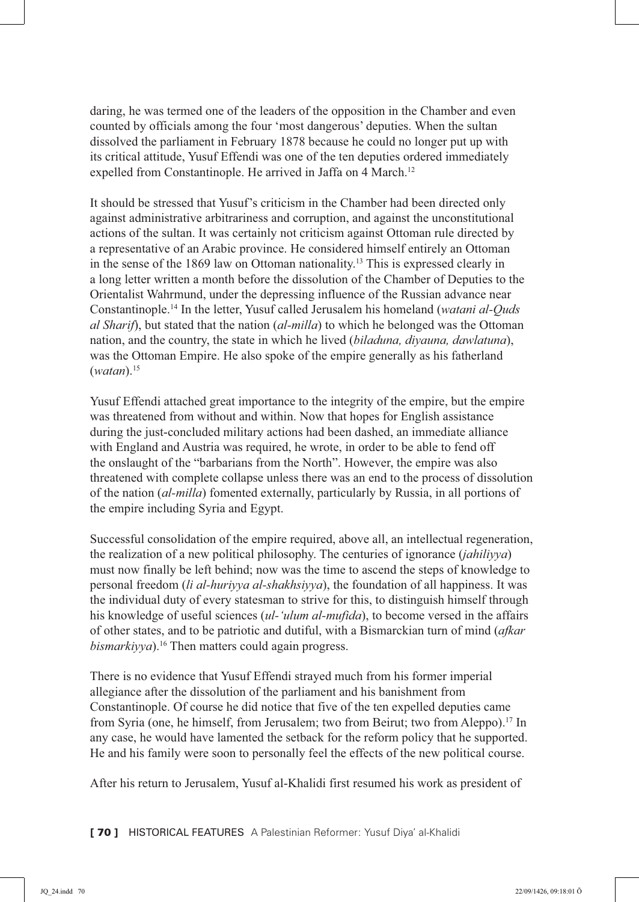daring, he was termed one of the leaders of the opposition in the Chamber and even counted by officials among the four 'most dangerous' deputies. When the sultan dissolved the parliament in February 1878 because he could no longer put up with its critical attitude, Yusuf Effendi was one of the ten deputies ordered immediately expelled from Constantinople. He arrived in Jaffa on 4 March.[12]

It should be stressed that Yusuf's criticism in the Chamber had been directed only against administrative arbitrariness and corruption, and against the unconstitutional actions of the sultan. It was certainly not criticism against Ottoman rule directed by a representative of an Arabic province. He considered himself entirely an Ottoman in the sense of the 1869 law on Ottoman nationality.[13] This is expressed clearly in a long letter written a month before the dissolution of the Chamber of Deputies to the Orientalist Wahrmund, under the depressing influence of the Russian advance near Constantinople.[14] In the letter, Yusuf called Jerusalem his homeland (*watani al-Quds al Sharif*), but stated that the nation (*al-milla*) to which he belonged was the Ottoman nation, and the country, the state in which he lived (*biladuna, diyauna, dawlatuna*), was the Ottoman Empire. He also spoke of the empire generally as his fatherland (*watan*).[15]

Yusuf Effendi attached great importance to the integrity of the empire, but the empire was threatened from without and within. Now that hopes for English assistance during the just-concluded military actions had been dashed, an immediate alliance with England and Austria was required, he wrote, in order to be able to fend off the onslaught of the "barbarians from the North". However, the empire was also threatened with complete collapse unless there was an end to the process of dissolution of the nation (*al-milla*) fomented externally, particularly by Russia, in all portions of the empire including Syria and Egypt.

Successful consolidation of the empire required, above all, an intellectual regeneration, the realization of a new political philosophy. The centuries of ignorance (*jahiliyya*) must now finally be left behind; now was the time to ascend the steps of knowledge to personal freedom (*li al-huriyya al-shakhsiyya*), the foundation of all happiness. It was the individual duty of every statesman to strive for this, to distinguish himself through his knowledge of useful sciences (*ul-'ulum al-mufida*), to become versed in the affairs of other states, and to be patriotic and dutiful, with a Bismarckian turn of mind (*afkar bismarkiyya*).[16] Then matters could again progress.

There is no evidence that Yusuf Effendi strayed much from his former imperial allegiance after the dissolution of the parliament and his banishment from Constantinople. Of course he did notice that five of the ten expelled deputies came from Syria (one, he himself, from Jerusalem; two from Beirut; two from Aleppo).[17] In any case, he would have lamented the setback for the reform policy that he supported. He and his family were soon to personally feel the effects of the new political course.

After his return to Jerusalem, Yusuf al-Khalidi first resumed his work as president of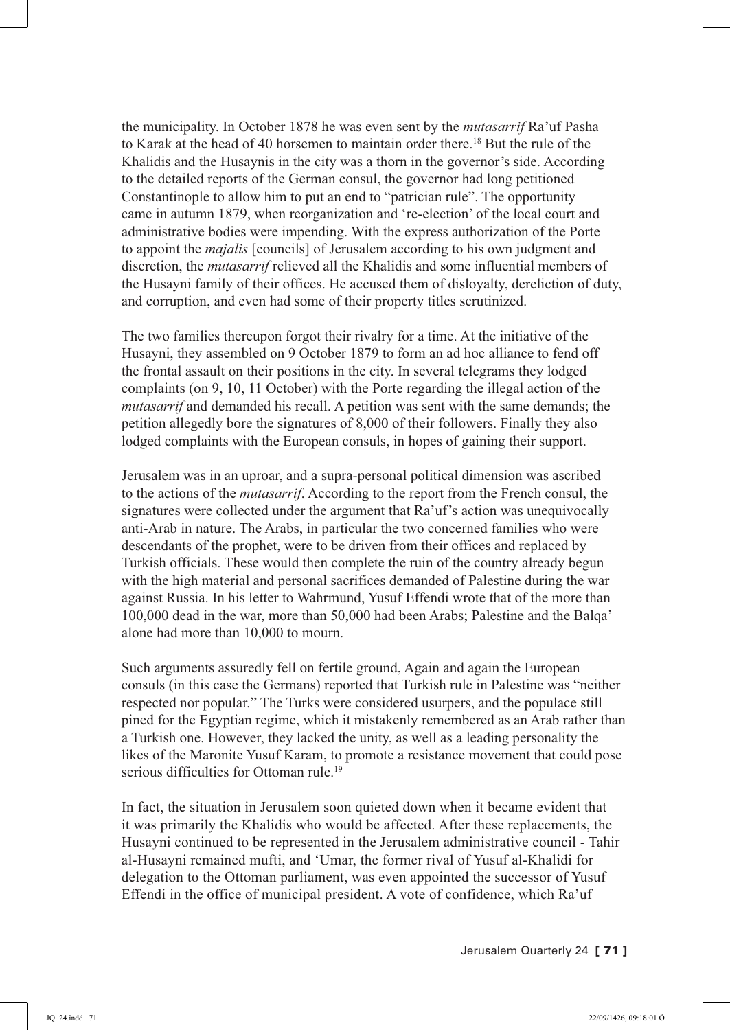the municipality. In October 1878 he was even sent by the *mutasarrif* Ra'uf Pasha to Karak at the head of 40 horsemen to maintain order there.[18] But the rule of the Khalidis and the Husaynis in the city was a thorn in the governor's side. According to the detailed reports of the German consul, the governor had long petitioned Constantinople to allow him to put an end to "patrician rule". The opportunity came in autumn 1879, when reorganization and 're-election' of the local court and administrative bodies were impending. With the express authorization of the Porte to appoint the *majalis* [councils] of Jerusalem according to his own judgment and discretion, the *mutasarrif* relieved all the Khalidis and some influential members of the Husayni family of their offices. He accused them of disloyalty, dereliction of duty, and corruption, and even had some of their property titles scrutinized.

The two families thereupon forgot their rivalry for a time. At the initiative of the Husayni, they assembled on 9 October 1879 to form an ad hoc alliance to fend off the frontal assault on their positions in the city. In several telegrams they lodged complaints (on 9, 10, 11 October) with the Porte regarding the illegal action of the *mutasarrif* and demanded his recall. A petition was sent with the same demands; the petition allegedly bore the signatures of 8,000 of their followers. Finally they also lodged complaints with the European consuls, in hopes of gaining their support.

Jerusalem was in an uproar, and a supra-personal political dimension was ascribed to the actions of the *mutasarrif*. According to the report from the French consul, the signatures were collected under the argument that Ra'uf's action was unequivocally anti-Arab in nature. The Arabs, in particular the two concerned families who were descendants of the prophet, were to be driven from their offices and replaced by Turkish officials. These would then complete the ruin of the country already begun with the high material and personal sacrifices demanded of Palestine during the war against Russia. In his letter to Wahrmund, Yusuf Effendi wrote that of the more than 100,000 dead in the war, more than 50,000 had been Arabs; Palestine and the Balqa' alone had more than 10,000 to mourn.

Such arguments assuredly fell on fertile ground, Again and again the European consuls (in this case the Germans) reported that Turkish rule in Palestine was "neither respected nor popular." The Turks were considered usurpers, and the populace still pined for the Egyptian regime, which it mistakenly remembered as an Arab rather than a Turkish one. However, they lacked the unity, as well as a leading personality the likes of the Maronite Yusuf Karam, to promote a resistance movement that could pose serious difficulties for Ottoman rule.[19]

In fact, the situation in Jerusalem soon quieted down when it became evident that it was primarily the Khalidis who would be affected. After these replacements, the Husayni continued to be represented in the Jerusalem administrative council - Tahir al-Husayni remained mufti, and 'Umar, the former rival of Yusuf al-Khalidi for delegation to the Ottoman parliament, was even appointed the successor of Yusuf Effendi in the office of municipal president. A vote of confidence, which Ra'uf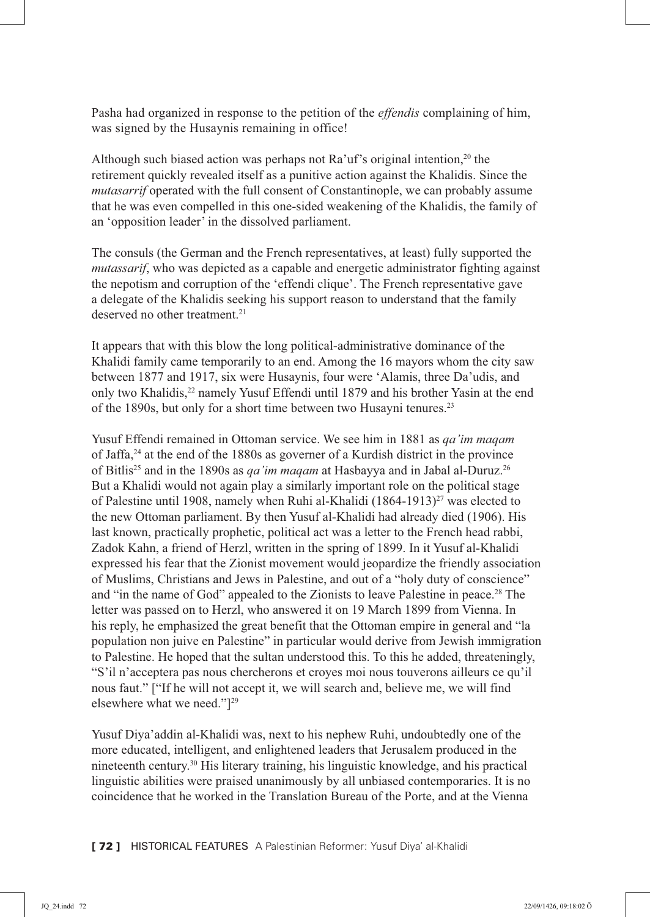Pasha had organized in response to the petition of the *effendis* complaining of him, was signed by the Husaynis remaining in office!

Although such biased action was perhaps not Ra'uf's original intention,[20] the retirement quickly revealed itself as a punitive action against the Khalidis. Since the *mutasarrif* operated with the full consent of Constantinople, we can probably assume that he was even compelled in this one-sided weakening of the Khalidis, the family of an 'opposition leader' in the dissolved parliament.

The consuls (the German and the French representatives, at least) fully supported the *mutassarif*, who was depicted as a capable and energetic administrator fighting against the nepotism and corruption of the 'effendi clique'. The French representative gave a delegate of the Khalidis seeking his support reason to understand that the family deserved no other treatment.[21]

It appears that with this blow the long political-administrative dominance of the Khalidi family came temporarily to an end. Among the 16 mayors whom the city saw between 1877 and 1917, six were Husaynis, four were 'Alamis, three Da'udis, and only two Khalidis,[22] namely Yusuf Effendi until 1879 and his brother Yasin at the end of the 1890s, but only for a short time between two Husayni tenures.[23]

Yusuf Effendi remained in Ottoman service. We see him in 1881 as *qa'im maqam* of Jaffa,[24] at the end of the 1880s as governer of a Kurdish district in the province of Bitlis[25] and in the 1890s as *qa'im maqam* at Hasbayya and in Jabal al-Duruz.[26] But a Khalidi would not again play a similarly important role on the political stage of Palestine until 1908, namely when Ruhi al-Khalidi (1864-1913)[27] was elected to the new Ottoman parliament. By then Yusuf al-Khalidi had already died (1906). His last known, practically prophetic, political act was a letter to the French head rabbi, Zadok Kahn, a friend of Herzl, written in the spring of 1899. In it Yusuf al-Khalidi expressed his fear that the Zionist movement would jeopardize the friendly association of Muslims, Christians and Jews in Palestine, and out of a "holy duty of conscience" and "in the name of God" appealed to the Zionists to leave Palestine in peace.[28] The letter was passed on to Herzl, who answered it on 19 March 1899 from Vienna. In his reply, he emphasized the great benefit that the Ottoman empire in general and "la population non juive en Palestine" in particular would derive from Jewish immigration to Palestine. He hoped that the sultan understood this. To this he added, threateningly, "S'il n'acceptera pas nous chercherons et croyes moi nous touverons ailleurs ce qu'il nous faut." ["If he will not accept it, we will search and, believe me, we will find elsewhere what we need."][29]

Yusuf Diya'addin al-Khalidi was, next to his nephew Ruhi, undoubtedly one of the more educated, intelligent, and enlightened leaders that Jerusalem produced in the nineteenth century.[30] His literary training, his linguistic knowledge, and his practical linguistic abilities were praised unanimously by all unbiased contemporaries. It is no coincidence that he worked in the Translation Bureau of the Porte, and at the Vienna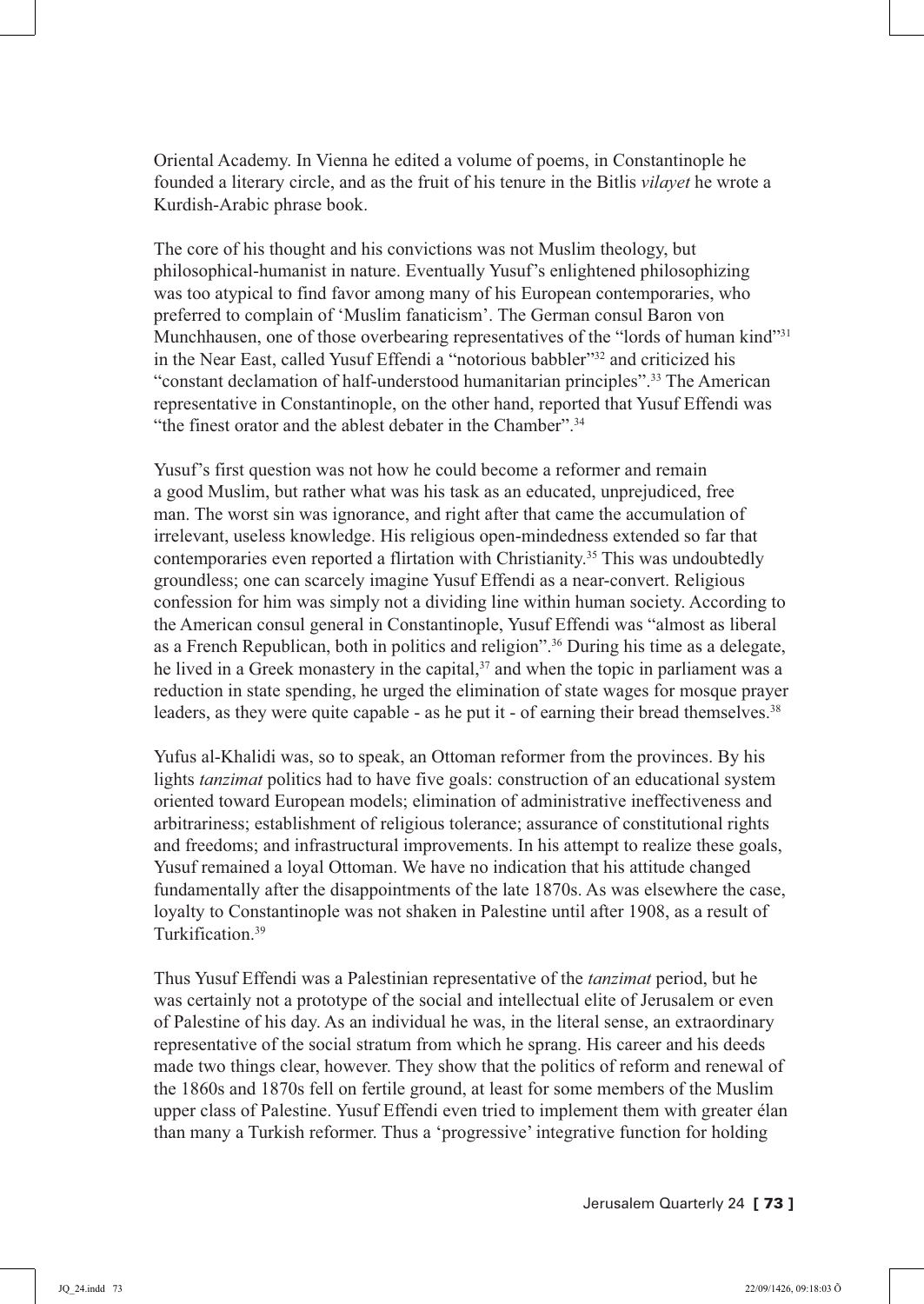Oriental Academy. In Vienna he edited a volume of poems, in Constantinople he founded a literary circle, and as the fruit of his tenure in the Bitlis *vilayet* he wrote a Kurdish-Arabic phrase book.

The core of his thought and his convictions was not Muslim theology, but philosophical-humanist in nature. Eventually Yusuf's enlightened philosophizing was too atypical to find favor among many of his European contemporaries, who preferred to complain of 'Muslim fanaticism'. The German consul Baron von Munchhausen, one of those overbearing representatives of the "lords of human kind"[31] in the Near East, called Yusuf Effendi a "notorious babbler"[32] and criticized his "constant declamation of half-understood humanitarian principles".[33] The American representative in Constantinople, on the other hand, reported that Yusuf Effendi was "the finest orator and the ablest debater in the Chamber".[34]

Yusuf's first question was not how he could become a reformer and remain a good Muslim, but rather what was his task as an educated, unprejudiced, free man. The worst sin was ignorance, and right after that came the accumulation of irrelevant, useless knowledge. His religious open-mindedness extended so far that contemporaries even reported a flirtation with Christianity.[35] This was undoubtedly groundless; one can scarcely imagine Yusuf Effendi as a near-convert. Religious confession for him was simply not a dividing line within human society. According to the American consul general in Constantinople, Yusuf Effendi was "almost as liberal as a French Republican, both in politics and religion".[36] During his time as a delegate, he lived in a Greek monastery in the capital,[37] and when the topic in parliament was a reduction in state spending, he urged the elimination of state wages for mosque prayer leaders, as they were quite capable - as he put it - of earning their bread themselves.[38]

Yufus al-Khalidi was, so to speak, an Ottoman reformer from the provinces. By his lights *tanzimat* politics had to have five goals: construction of an educational system oriented toward European models; elimination of administrative ineffectiveness and arbitrariness; establishment of religious tolerance; assurance of constitutional rights and freedoms; and infrastructural improvements. In his attempt to realize these goals, Yusuf remained a loyal Ottoman. We have no indication that his attitude changed fundamentally after the disappointments of the late 1870s. As was elsewhere the case, loyalty to Constantinople was not shaken in Palestine until after 1908, as a result of Turkification.[39]

Thus Yusuf Effendi was a Palestinian representative of the *tanzimat* period, but he was certainly not a prototype of the social and intellectual elite of Jerusalem or even of Palestine of his day. As an individual he was, in the literal sense, an extraordinary representative of the social stratum from which he sprang. His career and his deeds made two things clear, however. They show that the politics of reform and renewal of the 1860s and 1870s fell on fertile ground, at least for some members of the Muslim upper class of Palestine. Yusuf Effendi even tried to implement them with greater élan than many a Turkish reformer. Thus a 'progressive' integrative function for holding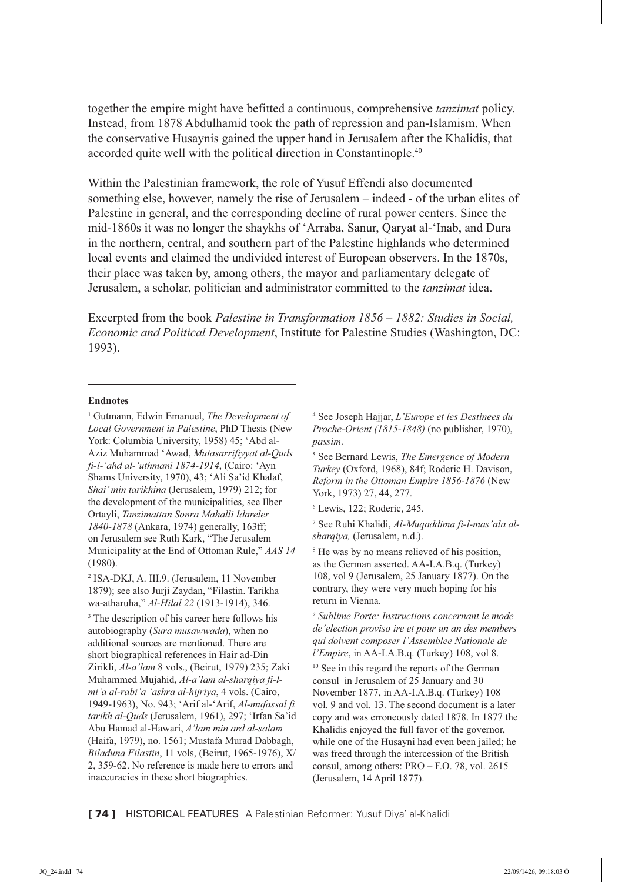together the empire might have befitted a continuous, comprehensive *tanzimat* policy. Instead, from 1878 Abdulhamid took the path of repression and pan-Islamism. When the conservative Husaynis gained the upper hand in Jerusalem after the Khalidis, that accorded quite well with the political direction in Constantinople.[40]

Within the Palestinian framework, the role of Yusuf Effendi also documented something else, however, namely the rise of Jerusalem – indeed - of the urban elites of Palestine in general, and the corresponding decline of rural power centers. Since the mid-1860s it was no longer the shaykhs of 'Arraba, Sanur, Qaryat al-'Inab, and Dura in the northern, central, and southern part of the Palestine highlands who determined local events and claimed the undivided interest of European observers. In the 1870s, their place was taken by, among others, the mayor and parliamentary delegate of Jerusalem, a scholar, politician and administrator committed to the *tanzimat* idea.

Excerpted from the book *Palestine in Transformation 1856 – 1882: Studies in Social, Economic and Political Development*, Institute for Palestine Studies (Washington, DC: 1993).

**Endnotes**

[1] Gutmann, Edwin Emanuel, *The Development of Local Government in Palestine*, PhD Thesis (New York: Columbia University, 1958) 45; 'Abd al-Aziz Muhammad 'Awad, *Mutasarrifiyyat al-Quds fi-l-'ahd al-'uthmani 1874-1914*, (Cairo: 'Ayn Shams University, 1970), 43; 'Ali Sa'id Khalaf, *Shai' min tarikhina* (Jerusalem, 1979) 212; for the development of the municipalities, see Ilber Ortayli, *Tanzimattan Sonra Mahalli Idareler 1840-1878* (Ankara, 1974) generally, 163ff; on Jerusalem see Ruth Kark, "The Jerusalem Municipality at the End of Ottoman Rule," *AAS 14* (1980).

[2] ISA-DKJ, A. III.9. (Jerusalem, 11 November 1879); see also Jurji Zaydan, "Filastin. Tarikha wa-atharuha," *Al-Hilal 22* (1913-1914), 346.

[3] The description of his career here follows his autobiography (*Sura musawwada*), when no additional sources are mentioned. There are short biographical references in Hair ad-Din Zirikli, *Al-a'lam* 8 vols., (Beirut, 1979) 235; Zaki Muhammed Mujahid, *Al-a'lam al-sharqiya fi-l-mi'a al-rabi'a 'ashra al-hijriya*, 4 vols. (Cairo, 1949-1963), No. 943; 'Arif al-'Arif, *Al-mufassal fi tarikh al-Quds* (Jerusalem, 1961), 297; 'Irfan Sa'id Abu Hamad al-Hawari, *A'lam min ard al-salam* (Haifa, 1979), no. 1561; Mustafa Murad Dabbagh, *Biladuna Filastin*, 11 vols, (Beirut, 1965-1976), X/2, 359-62. No reference is made here to errors and inaccuracies in these short biographies.

[4] See Joseph Hajjar, *L'Europe et les Destinees du Proche-Orient (1815-1848)* (no publisher, 1970), *passim*.

[5] See Bernard Lewis, *The Emergence of Modern Turkey* (Oxford, 1968), 84f; Roderic H. Davison, *Reform in the Ottoman Empire 1856-1876* (New York, 1973) 27, 44, 277.

[6] Lewis, 122; Roderic, 245.

[7] See Ruhi Khalidi, *Al-Muqaddima fi-l-mas'ala al-sharqiya,* (Jerusalem, n.d.).

[8] He was by no means relieved of his position, as the German asserted. AA-I.A.B.q. (Turkey) 108, vol 9 (Jerusalem, 25 January 1877). On the contrary, they were very much hoping for his return in Vienna.

[9] *Sublime Porte: Instructions concernant le mode de'election proviso ire et pour un an des members qui doivent composer l'Assemblee Nationale de l'Empire*, in AA-I.A.B.q. (Turkey) 108, vol 8.

[10] See in this regard the reports of the German consul in Jerusalem of 25 January and 30 November 1877, in AA-I.A.B.q. (Turkey) 108 vol. 9 and vol. 13. The second document is a later copy and was erroneously dated 1878. In 1877 the Khalidis enjoyed the full favor of the governor, while one of the Husayni had even been jailed; he was freed through the intercession of the British consul, among others: PRO – F.O. 78, vol. 2615 (Jerusalem, 14 April 1877).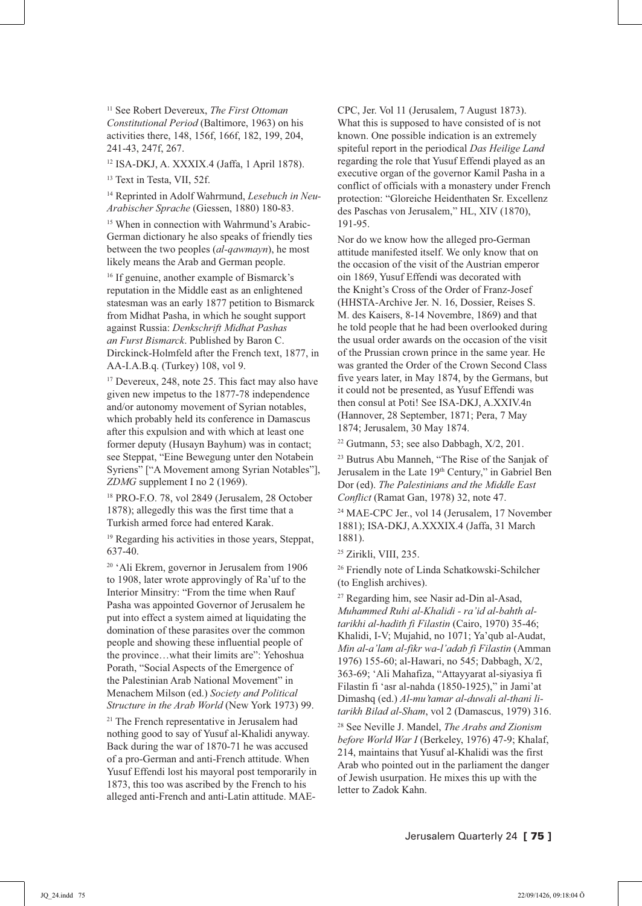[11] See Robert Devereux, *The First Ottoman Constitutional Period* (Baltimore, 1963) on his activities there, 148, 156f, 166f, 182, 199, 204, 241-43, 247f, 267.

[12] ISA-DKJ, A. XXXIX.4 (Jaffa, 1 April 1878).

[13] Text in Testa, VII, 52f.

[14] Reprinted in Adolf Wahrmund, *Lesebuch in Neu-Arabischer Sprache* (Giessen, 1880) 180-83.

[15] When in connection with Wahrmund's Arabic-German dictionary he also speaks of friendly ties between the two peoples (*al-qawmayn*), he most likely means the Arab and German people.

[16] If genuine, another example of Bismarck's reputation in the Middle east as an enlightened statesman was an early 1877 petition to Bismarck from Midhat Pasha, in which he sought support against Russia: *Denkschrift Midhat Pashas an Furst Bismarck*. Published by Baron C. Dirckinck-Holmfeld after the French text, 1877, in AA-I.A.B.q. (Turkey) 108, vol 9.

[17] Devereux, 248, note 25. This fact may also have given new impetus to the 1877-78 independence and/or autonomy movement of Syrian notables, which probably held its conference in Damascus after this expulsion and with which at least one former deputy (Husayn Bayhum) was in contact; see Steppat, "Eine Bewegung unter den Notabein Syriens" ["A Movement among Syrian Notables"], *ZDMG* supplement I no 2 (1969).

[18] PRO-F.O. 78, vol 2849 (Jerusalem, 28 October 1878); allegedly this was the first time that a Turkish armed force had entered Karak.

[19] Regarding his activities in those years, Steppat, 637-40.

[20] 'Ali Ekrem, governor in Jerusalem from 1906 to 1908, later wrote approvingly of Ra'uf to the Interior Minsitry: "From the time when Rauf Pasha was appointed Governor of Jerusalem he put into effect a system aimed at liquidating the domination of these parasites over the common people and showing these influential people of the province…what their limits are": Yehoshua Porath, "Social Aspects of the Emergence of the Palestinian Arab National Movement" in Menachem Milson (ed.) *Society and Political Structure in the Arab World* (New York 1973) 99.

[21] The French representative in Jerusalem had nothing good to say of Yusuf al-Khalidi anyway. Back during the war of 1870-71 he was accused of a pro-German and anti-French attitude. When Yusuf Effendi lost his mayoral post temporarily in 1873, this too was ascribed by the French to his alleged anti-French and anti-Latin attitude. MAE-CPC, Jer. Vol 11 (Jerusalem, 7 August 1873). What this is supposed to have consisted of is not known. One possible indication is an extremely spiteful report in the periodical *Das Heilige Land* regarding the role that Yusuf Effendi played as an executive organ of the governor Kamil Pasha in a conflict of officials with a monastery under French protection: "Gloreiche Heidenthaten Sr. Excellenz des Paschas von Jerusalem," HL, XIV (1870), 191-95.

Nor do we know how the alleged pro-German attitude manifested itself. We only know that on the occasion of the visit of the Austrian emperor oin 1869, Yusuf Effendi was decorated with the Knight's Cross of the Order of Franz-Josef (HHSTA-Archive Jer. N. 16, Dossier, Reises S. M. des Kaisers, 8-14 Novembre, 1869) and that he told people that he had been overlooked during the usual order awards on the occasion of the visit of the Prussian crown prince in the same year. He was granted the Order of the Crown Second Class five years later, in May 1874, by the Germans, but it could not be presented, as Yusuf Effendi was then consul at Poti! See ISA-DKJ, A.XXIV.4n (Hannover, 28 September, 1871; Pera, 7 May 1874; Jerusalem, 30 May 1874.

[22] Gutmann, 53; see also Dabbagh, X/2, 201.

[23] Butrus Abu Manneh, "The Rise of the Sanjak of Jerusalem in the Late 19th Century," in Gabriel Ben Dor (ed). *The Palestinians and the Middle East Conflict* (Ramat Gan, 1978) 32, note 47.

[24] MAE-CPC Jer., vol 14 (Jerusalem, 17 November 1881); ISA-DKJ, A.XXXIX.4 (Jaffa, 31 March 1881).

[25] Zirikli, VIII, 235.

[26] Friendly note of Linda Schatkowski-Schilcher (to English archives).

[27] Regarding him, see Nasir ad-Din al-Asad, *Muhammed Ruhi al-Khalidi - ra'id al-bahth al-tarikhi al-hadith fi Filastin* (Cairo, 1970) 35-46; Khalidi, I-V; Mujahid, no 1071; Ya'qub al-Audat, *Min al-a'lam al-fikr wa-l'adab fi Filastin* (Amman 1976) 155-60; al-Hawari, no 545; Dabbagh, X/2, 363-69; 'Ali Mahafiza, "Attayyarat al-siyasiya fi Filastin fi 'asr al-nahda (1850-1925)," in Jami'at Dimashq (ed.) *Al-mu'tamar al-duwali al-thani li-tarikh Bilad al-Sham*, vol 2 (Damascus, 1979) 316.

[28] See Neville J. Mandel, *The Arabs and Zionism before World War I* (Berkeley, 1976) 47-9; Khalaf, 214, maintains that Yusuf al-Khalidi was the first Arab who pointed out in the parliament the danger of Jewish usurpation. He mixes this up with the letter to Zadok Kahn.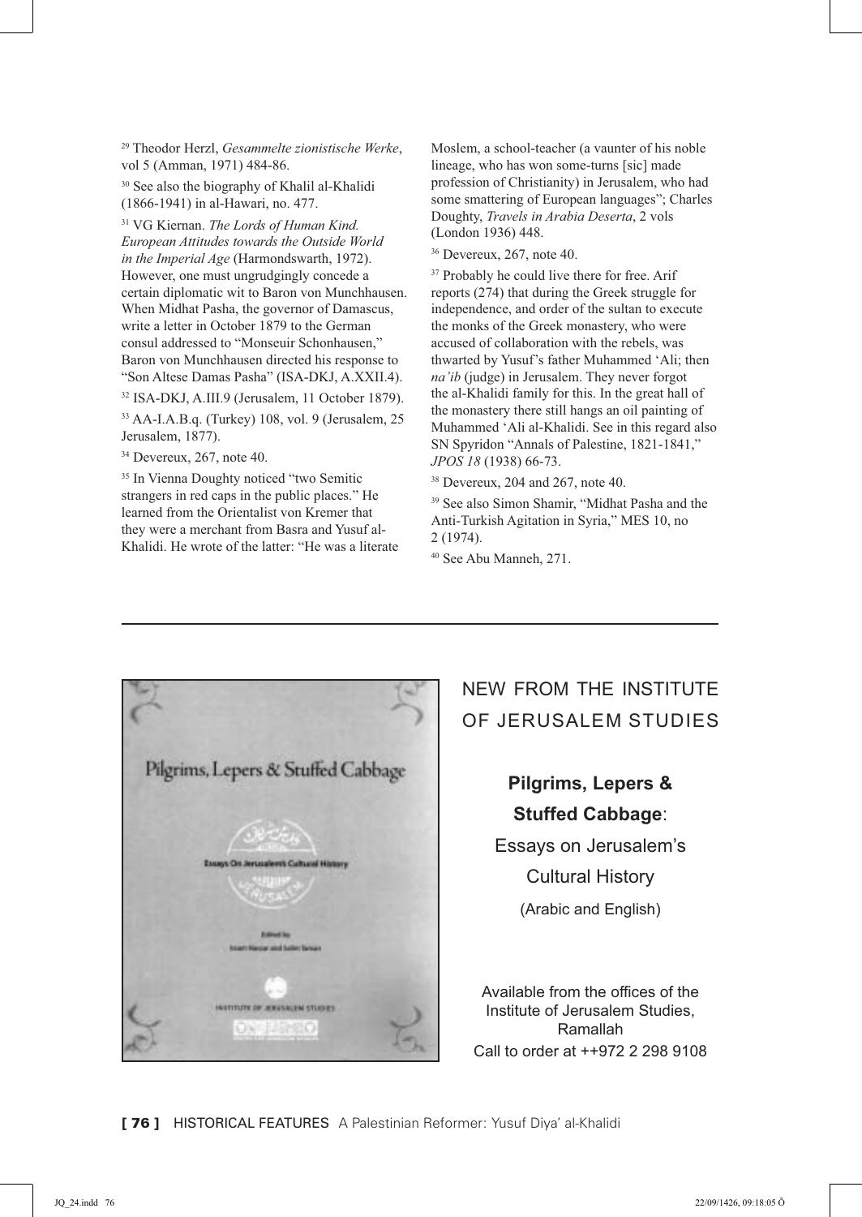[29] Theodor Herzl, *Gesammelte zionistische Werke*, vol 5 (Amman, 1971) 484-86.

[30] See also the biography of Khalil al-Khalidi (1866-1941) in al-Hawari, no. 477.

[31] VG Kiernan. *The Lords of Human Kind. European Attitudes towards the Outside World in the Imperial Age* (Harmondswarth, 1972). However, one must ungrudgingly concede a certain diplomatic wit to Baron von Munchhausen. When Midhat Pasha, the governor of Damascus, write a letter in October 1879 to the German consul addressed to "Monseuir Schonhausen," Baron von Munchhausen directed his response to "Son Altese Damas Pasha" (ISA-DKJ, A.XXII.4).

[32] ISA-DKJ, A.III.9 (Jerusalem, 11 October 1879).

[33] AA-I.A.B.q. (Turkey) 108, vol. 9 (Jerusalem, 25 Jerusalem, 1877).

[34] Devereux, 267, note 40.

[35] In Vienna Doughty noticed "two Semitic strangers in red caps in the public places." He learned from the Orientalist von Kremer that they were a merchant from Basra and Yusuf al-Khalidi. He wrote of the latter: "He was a literate Moslem, a school-teacher (a vaunter of his noble lineage, who has won some-turns [sic] made profession of Christianity) in Jerusalem, who had some smattering of European languages"; Charles Doughty, *Travels in Arabia Deserta*, 2 vols (London 1936) 448.

[36] Devereux, 267, note 40.

[37] Probably he could live there for free. Arif reports (274) that during the Greek struggle for independence, and order of the sultan to execute the monks of the Greek monastery, who were accused of collaboration with the rebels, was thwarted by Yusuf's father Muhammed 'Ali; then *na'ib* (judge) in Jerusalem. They never forgot the al-Khalidi family for this. In the great hall of the monastery there still hangs an oil painting of Muhammed 'Ali al-Khalidi. See in this regard also SN Spyridon "Annals of Palestine, 1821-1841," *JPOS 18* (1938) 66-73.

[38] Devereux, 204 and 267, note 40.

[39] See also Simon Shamir, "Midhat Pasha and the Anti-Turkish Agitation in Syria," MES 10, no 2 (1974).

[40] See Abu Manneh, 271.

---

Pilgrims, Lepers & Stuffed Cabbage

Essays On Jerusalem's Cultural History

Edited by Issam Nassar and Salim Tamari

Institute of Jerusalem Studies

## NEW FROM THE INSTITUTE OF JERUSALEM STUDIES

**Pilgrims, Lepers & Stuffed Cabbage**:

Essays on Jerusalem's Cultural History

(Arabic and English)

Available from the offices of the Institute of Jerusalem Studies, Ramallah

Call to order at ++972 2 298 9108